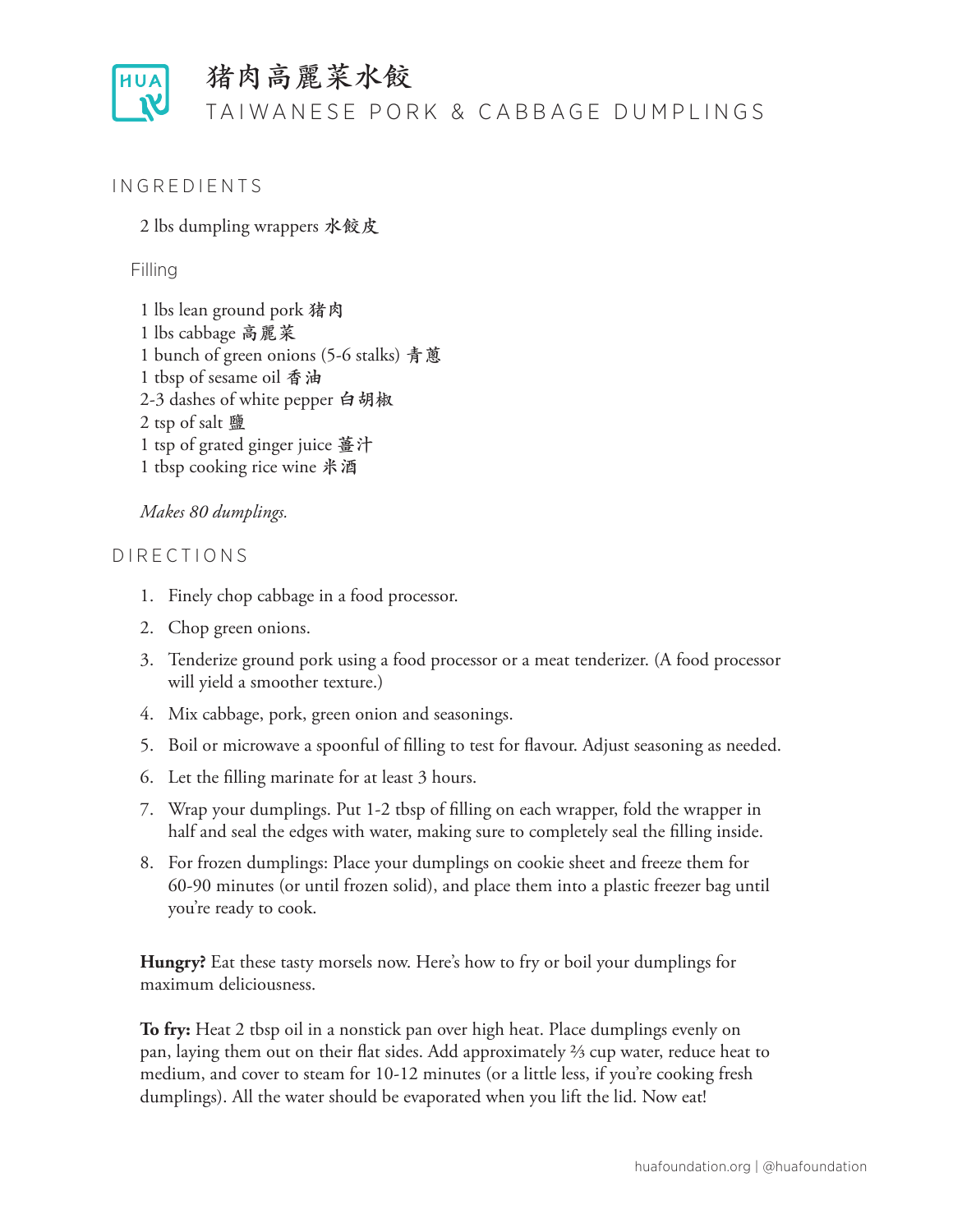# 猪肉高麗菜水餃

## TAIWANESE PORK & CABBAGE DUMPLINGS

### INGREDIENTS

2 lbs dumpling wrappers 水餃皮

Filling

1 lbs lean ground pork 猪肉
1 lbs cabbage 高麗菜
1 bunch of green onions (5-6 stalks) 青蔥
1 tbsp of sesame oil 香油
2-3 dashes of white pepper 白胡椒
2 tsp of salt 鹽
1 tsp of grated ginger juice 薑汁
1 tbsp cooking rice wine 米酒

*Makes 80 dumplings.*

### DIRECTIONS

1. Finely chop cabbage in a food processor.
2. Chop green onions.
3. Tenderize ground pork using a food processor or a meat tenderizer. (A food processor will yield a smoother texture.)
4. Mix cabbage, pork, green onion and seasonings.
5. Boil or microwave a spoonful of filling to test for flavour. Adjust seasoning as needed.
6. Let the filling marinate for at least 3 hours.
7. Wrap your dumplings. Put 1-2 tbsp of filling on each wrapper, fold the wrapper in half and seal the edges with water, making sure to completely seal the filling inside.
8. For frozen dumplings: Place your dumplings on cookie sheet and freeze them for 60-90 minutes (or until frozen solid), and place them into a plastic freezer bag until you're ready to cook.

**Hungry?** Eat these tasty morsels now. Here's how to fry or boil your dumplings for maximum deliciousness.

**To fry:** Heat 2 tbsp oil in a nonstick pan over high heat. Place dumplings evenly on pan, laying them out on their flat sides. Add approximately ⅔ cup water, reduce heat to medium, and cover to steam for 10-12 minutes (or a little less, if you're cooking fresh dumplings). All the water should be evaporated when you lift the lid. Now eat!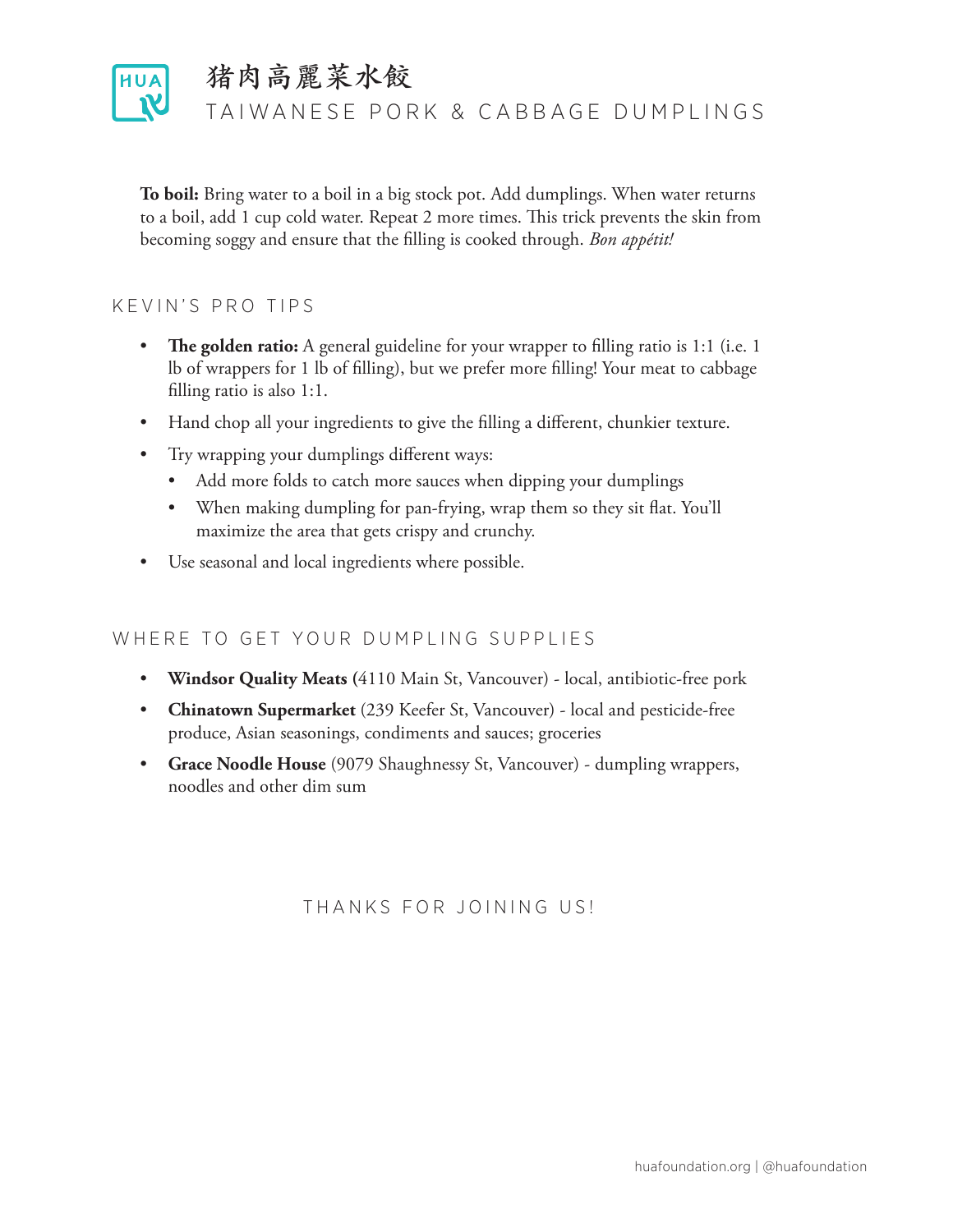# 猪肉高麗菜水餃

## TAIWANESE PORK & CABBAGE DUMPLINGS

**To boil:** Bring water to a boil in a big stock pot. Add dumplings. When water returns to a boil, add 1 cup cold water. Repeat 2 more times. This trick prevents the skin from becoming soggy and ensure that the filling is cooked through. *Bon appétit!*

## KEVIN'S PRO TIPS

- **The golden ratio:** A general guideline for your wrapper to filling ratio is 1:1 (i.e. 1 lb of wrappers for 1 lb of filling), but we prefer more filling! Your meat to cabbage filling ratio is also 1:1.
- Hand chop all your ingredients to give the filling a different, chunkier texture.
- Try wrapping your dumplings different ways:
  - Add more folds to catch more sauces when dipping your dumplings
  - When making dumpling for pan-frying, wrap them so they sit flat. You'll maximize the area that gets crispy and crunchy.
- Use seasonal and local ingredients where possible.

## WHERE TO GET YOUR DUMPLING SUPPLIES

- **Windsor Quality Meats (**4110 Main St, Vancouver) - local, antibiotic-free pork
- **Chinatown Supermarket** (239 Keefer St, Vancouver) - local and pesticide-free produce, Asian seasonings, condiments and sauces; groceries
- **Grace Noodle House** (9079 Shaughnessy St, Vancouver) - dumpling wrappers, noodles and other dim sum

THANKS FOR JOINING US!

huafoundation.org | @huafoundation